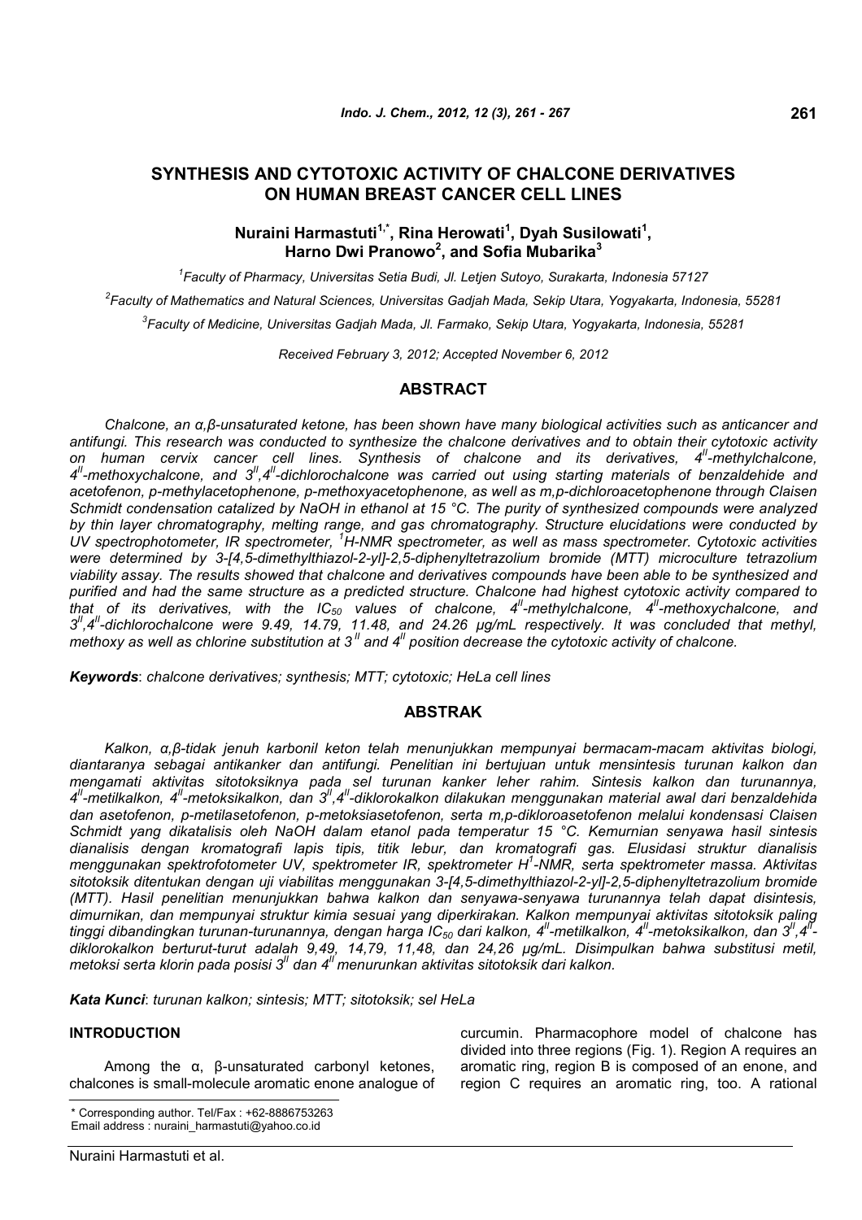# SYNTHESIS AND CYTOTOXIC ACTIVITY OF CHALCONE DERIVATIVES ON HUMAN BREAST CANCER CELL LINES

**Nuraini Harmastuti[1,*], Rina Herowati[1], Dyah Susilowati[1], Harno Dwi Pranowo[2], and Sofia Mubarika[3]**

[1]Faculty of Pharmacy, Universitas Setia Budi, Jl. Letjen Sutoyo, Surakarta, Indonesia 57127

[2]Faculty of Mathematics and Natural Sciences, Universitas Gadjah Mada, Sekip Utara, Yogyakarta, Indonesia, 55281

[3]Faculty of Medicine, Universitas Gadjah Mada, Jl. Farmako, Sekip Utara, Yogyakarta, Indonesia, 55281

*Received February 3, 2012; Accepted November 6, 2012*

## ABSTRACT

*Chalcone, an α,β-unsaturated ketone, has been shown have many biological activities such as anticancer and antifungi. This research was conducted to synthesize the chalcone derivatives and to obtain their cytotoxic activity on human cervix cancer cell lines. Synthesis of chalcone and its derivatives, $4^{II}$-methylchalcone, $4^{II}$-methoxychalcone, and $3^{II}$,$4^{II}$-dichlorochalcone was carried out using starting materials of benzaldehide and acetofenon, p-methylacetophenone, p-methoxyacetophenone, as well as m,p-dichloroacetophenone through Claisen Schmidt condensation catalized by NaOH in ethanol at 15 °C. The purity of synthesized compounds were analyzed by thin layer chromatography, melting range, and gas chromatography. Structure elucidations were conducted by UV spectrophotometer, IR spectrometer, $^{1}$H-NMR spectrometer, as well as mass spectrometer. Cytotoxic activities were determined by 3-[4,5-dimethylthiazol-2-yl]-2,5-diphenyltetrazolium bromide (MTT) microculture tetrazolium viability assay. The results showed that chalcone and derivatives compounds have been able to be synthesized and purified and had the same structure as a predicted structure. Chalcone had highest cytotoxic activity compared to that of its derivatives, with the $IC_{50}$ values of chalcone, $4^{II}$-methylchalcone, $4^{II}$-methoxychalcone, and $3^{II}$,$4^{II}$-dichlorochalcone were 9.49, 14.79, 11.48, and 24.26 µg/mL respectively. It was concluded that methyl, methoxy as well as chlorine substitution at $3^{II}$ and $4^{II}$ position decrease the cytotoxic activity of chalcone.*

***Keywords***: *chalcone derivatives; synthesis; MTT; cytotoxic; HeLa cell lines*

## ABSTRAK

*Kalkon, α,β-tidak jenuh karbonil keton telah menunjukkan mempunyai bermacam-macam aktivitas biologi, diantaranya sebagai antikanker dan antifungi. Penelitian ini bertujuan untuk mensintesis turunan kalkon dan mengamati aktivitas sitotoksiknya pada sel turunan kanker leher rahim. Sintesis kalkon dan turunannya, $4^{II}$-metilkalkon, $4^{II}$-metoksikalkon, dan $3^{II}$,$4^{II}$-diklorokalkon dilakukan menggunakan material awal dari benzaldehida dan asetofenon, p-metilasetofenon, p-metoksiasetofenon, serta m,p-dikloroasetofenon melalui kondensasi Claisen Schmidt yang dikatalisis oleh NaOH dalam etanol pada temperatur 15 °C. Kemurnian senyawa hasil sintesis dianalisis dengan kromatografi lapis tipis, titik lebur, dan kromatografi gas. Elusidasi struktur dianalisis menggunakan spektrofotometer UV, spektrometer IR, spektrometer $H^{1}$-NMR, serta spektrometer massa. Aktivitas sitotoksik ditentukan dengan uji viabilitas menggunakan 3-[4,5-dimethylthiazol-2-yl]-2,5-diphenyltetrazolium bromide (MTT). Hasil penelitian menunjukkan bahwa kalkon dan senyawa-senyawa turunannya telah dapat disintesis, dimurnikan, dan mempunyai struktur kimia sesuai yang diperkirakan. Kalkon mempunyai aktivitas sitotoksik paling tinggi dibandingkan turunan-turunannya, dengan harga $IC_{50}$ dari kalkon, $4^{II}$-metilkalkon, $4^{II}$-metoksikalkon, dan $3^{II}$,$4^{II}$-diklorokalkon berturut-turut adalah 9,49, 14,79, 11,48, dan 24,26 µg/mL. Disimpulkan bahwa substitusi metil, metoksi serta klorin pada posisi $3^{II}$ dan $4^{II}$ menurunkan aktivitas sitotoksik dari kalkon.*

***Kata Kunci***: *turunan kalkon; sintesis; MTT; sitotoksik; sel HeLa*

## INTRODUCTION

Among the α, β-unsaturated carbonyl ketones, chalcones is small-molecule aromatic enone analogue of curcumin. Pharmacophore model of chalcone has divided into three regions (Fig. 1). Region A requires an aromatic ring, region B is composed of an enone, and region C requires an aromatic ring, too. A rational

\* Corresponding author. Tel/Fax : +62-8886753263
Email address : nuraini_harmastuti@yahoo.co.id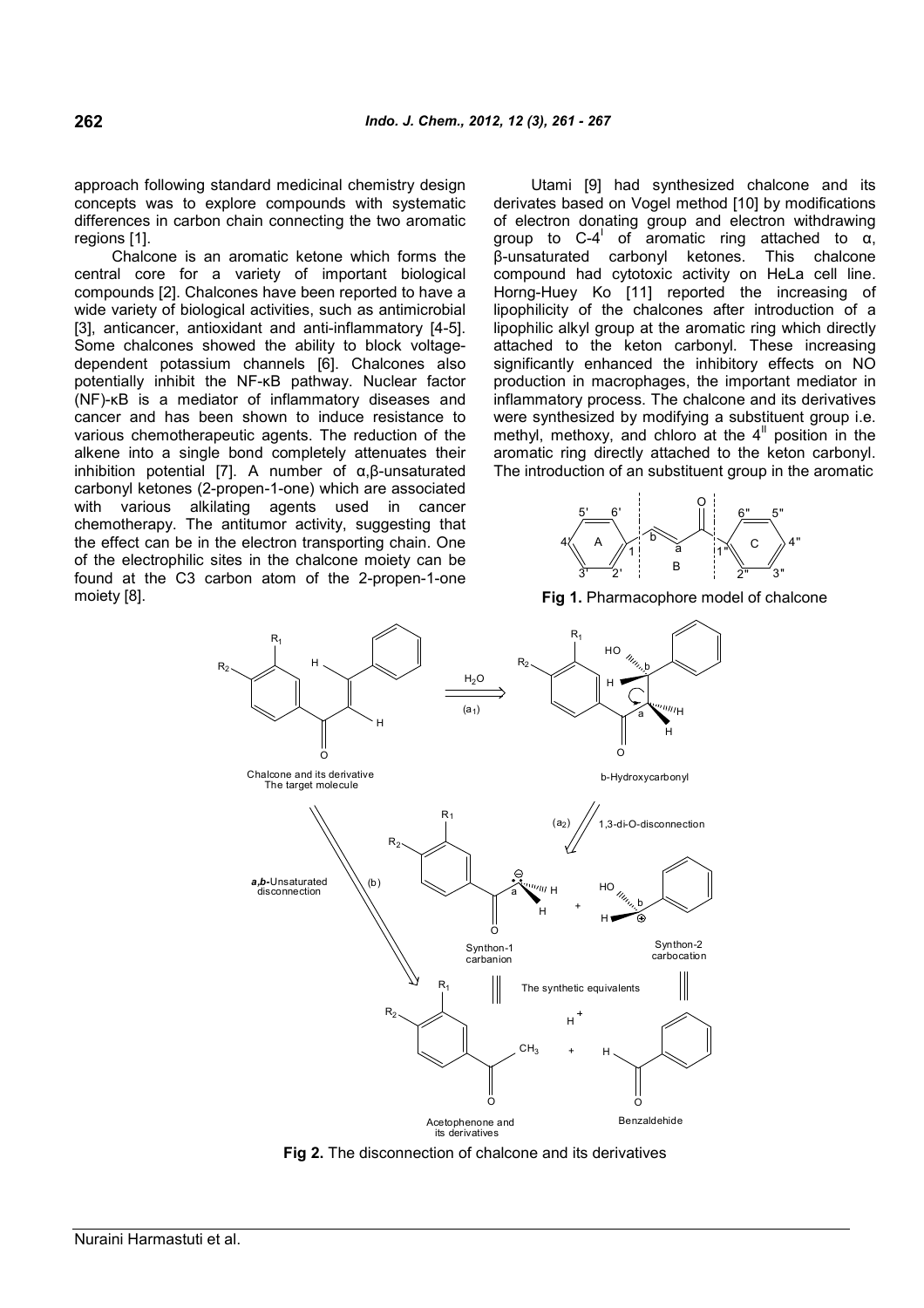approach following standard medicinal chemistry design concepts was to explore compounds with systematic differences in carbon chain connecting the two aromatic regions [1].

Chalcone is an aromatic ketone which forms the central core for a variety of important biological compounds [2]. Chalcones have been reported to have a wide variety of biological activities, such as antimicrobial [3], anticancer, antioxidant and anti-inflammatory [4-5]. Some chalcones showed the ability to block voltage-dependent potassium channels [6]. Chalcones also potentially inhibit the NF-κB pathway. Nuclear factor (NF)-κB is a mediator of inflammatory diseases and cancer and has been shown to induce resistance to various chemotherapeutic agents. The reduction of the alkene into a single bond completely attenuates their inhibition potential [7]. A number of α,β-unsaturated carbonyl ketones (2-propen-1-one) which are associated with various alkilating agents used in cancer chemotherapy. The antitumor activity, suggesting that the effect can be in the electron transporting chain. One of the electrophilic sites in the chalcone moiety can be found at the C3 carbon atom of the 2-propen-1-one moiety [8].

Utami [9] had synthesized chalcone and its derivates based on Vogel method [10] by modifications of electron donating group and electron withdrawing group to $C\text{-}4^{I}$ of aromatic ring attached to α, β-unsaturated carbonyl ketones. This chalcone compound had cytotoxic activity on HeLa cell line. Horng-Huey Ko [11] reported the increasing of lipophilicity of the chalcones after introduction of a lipophilic alkyl group at the aromatic ring which directly attached to the keton carbonyl. These increasing significantly enhanced the inhibitory effects on NO production in macrophages, the important mediator in inflammatory process. The chalcone and its derivatives were synthesized by modifying a substituent group i.e. methyl, methoxy, and chloro at the $4^{II}$ position in the aromatic ring directly attached to the keton carbonyl. The introduction of an substituent group in the aromatic

**Fig 1.** Pharmacophore model of chalcone

**Fig 2.** The disconnection of chalcone and its derivatives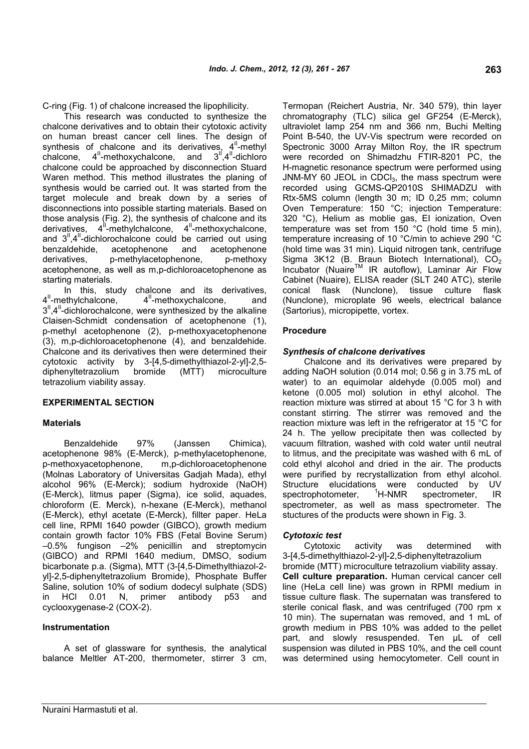C-ring (Fig. 1) of chalcone increased the lipophilicity.

This research was conducted to synthesize the chalcone derivatives and to obtain their cytotoxic activity on human breast cancer cell lines. The design of synthesis of chalcone and its derivatives, $4^{II}$-methyl chalcone, $4^{II}$-methoxychalcone, and $3^{II}$,$4^{II}$-dichloro chalcone could be approached by disconnection Stuard Waren method. This method illustrates the planing of synthesis would be carried out. It was started from the target molecule and break down by a series of disconnections into possible starting materials. Based on those analysis (Fig. 2), the synthesis of chalcone and its derivatives, $4^{II}$-methylchalcone, $4^{II}$-methoxychalcone, and $3^{II}$,$4^{II}$-dichlorochalcone could be carried out using benzaldehide, acetophenone and acetophenone derivatives, p-methylacetophenone, p-methoxy acetophenone, as well as m,p-dichloroacetophenone as starting materials.

In this, study chalcone and its derivatives, $4^{II}$-methylchalcone, $4^{II}$-methoxychalcone, and $3^{II}$,$4^{II}$-dichlorochalcone, were synthesized by the alkaline Claisen-Schmidt condensation of acetophenone (1), p-methyl acetophenone (2), p-methoxyacetophenone (3), m,p-dichloroacetophenone (4), and benzaldehide. Chalcone and its derivatives then were determined their cytotoxic activity by 3-[4,5-dimethylthiazol-2-yl]-2,5-diphenyltetrazolium bromide (MTT) microculture tetrazolium viability assay.

## EXPERIMENTAL SECTION

### Materials

Benzaldehide 97% (Janssen Chimica), acetophenone 98% (E-Merck), p-methylacetophenone, p-methoxyacetophenone, m,p-dichloroacetophenone (Molnas Laboratory of Universitas Gadjah Mada), ethyl alcohol 96% (E-Merck); sodium hydroxide (NaOH) (E-Merck), litmus paper (Sigma), ice solid, aquades, chloroform (E. Merck), n-hexane (E-Merck), methanol (E-Merck), ethyl acetate (E-Merck), fillter paper. HeLa cell line, RPMI 1640 powder (GIBCO), growth medium contain growth factor 10% FBS (Fetal Bovine Serum) –0.5% fungison –2% penicillin and streptomycin (GIBCO) and RPMI 1640 medium, DMSO, sodium bicarbonate p.a. (Sigma), MTT (3-[4,5-Dimethylthiazol-2-yl]-2,5-diphenyltetrazolium Bromide), Phosphate Buffer Saline, solution 10% of sodium dodecyl sulphate (SDS) in HCl 0.01 N, primer antibody p53 and cyclooxygenase-2 (COX-2).

### Instrumentation

A set of glassware for synthesis, the analytical balance Meltler AT-200, thermometer, stirrer 3 cm, Termopan (Reichert Austria, Nr. 340 579), thin layer chromatography (TLC) silica gel GF254 (E-Merck), ultraviolet lamp 254 nm and 366 nm, Buchi Melting Point B-540, the UV-Vis spectrum were recorded on Spectronic 3000 Array Milton Roy, the IR spectrum were recorded on Shimadzhu FTIR-8201 PC, the H-magnetic resonance spectrum were performed using JNM-MY 60 JEOL in $CDCl_3$, the mass spectrum were recorded using GCMS-QP2010S SHIMADZU with Rtx-5MS column (length 30 m; ID 0,25 mm; column Oven Temperature: 150 °C; injection Temperature: 320 °C), Helium as moblie gas, EI ionization, Oven temperature was set from 150 °C (hold time 5 min), temperature increasing of 10 °C/min to achieve 290 °C (hold time was 31 min). Liquid nitrogen tank, centrifuge Sigma 3K12 (B. Braun Biotech International), $CO_2$ Incubator (Nuaire™ IR autoflow), Laminar Air Flow Cabinet (Nuaire), ELISA reader (SLT 240 ATC), sterile conical flask (Nunclone), tissue culture flask (Nunclone), microplate 96 weels, electrical balance (Sartorius), micropipette, vortex.

### Procedure

#### *Synthesis of chalcone derivatives*

Chalcone and its derivatives were prepared by adding NaOH solution (0.014 mol; 0.56 g in 3.75 mL of water) to an equimolar aldehyde (0.005 mol) and ketone (0.005 mol) solution in ethyl alcohol. The reaction mixture was stirred at about 15 °C for 3 h with constant stirring. The stirrer was removed and the reaction mixture was left in the refrigerator at 15 °C for 24 h. The yellow precipitate then was collected by vacuum filtration, washed with cold water until neutral to litmus, and the precipitate was washed with 6 mL of cold ethyl alcohol and dried in the air. The products were purified by recrystallization from ethyl alcohol. Structure elucidations were conducted by UV spectrophotometer, $^1$H-NMR spectrometer, IR spectrometer, as well as mass spectrometer. The stuctures of the products were shown in Fig. 3.

#### *Cytotoxic test*

Cytotoxic activity was determined with 3-[4,5-dimethylthiazol-2-yl]-2,5-diphenyltetrazolium bromide (MTT) microculture tetrazolium viability assay.

**Cell culture preparation.** Human cervical cancer cell line (HeLa cell line) was grown in RPMI medium in tissue culture flask. The supernatan was transfered to sterile conical flask, and was centrifuged (700 rpm x 10 min). The supernatan was removed, and 1 mL of growth medium in PBS 10% was added to the pellet part, and slowly resuspended. Ten µL of cell suspension was diluted in PBS 10%, and the cell count was determined using hemocytometer. Cell count in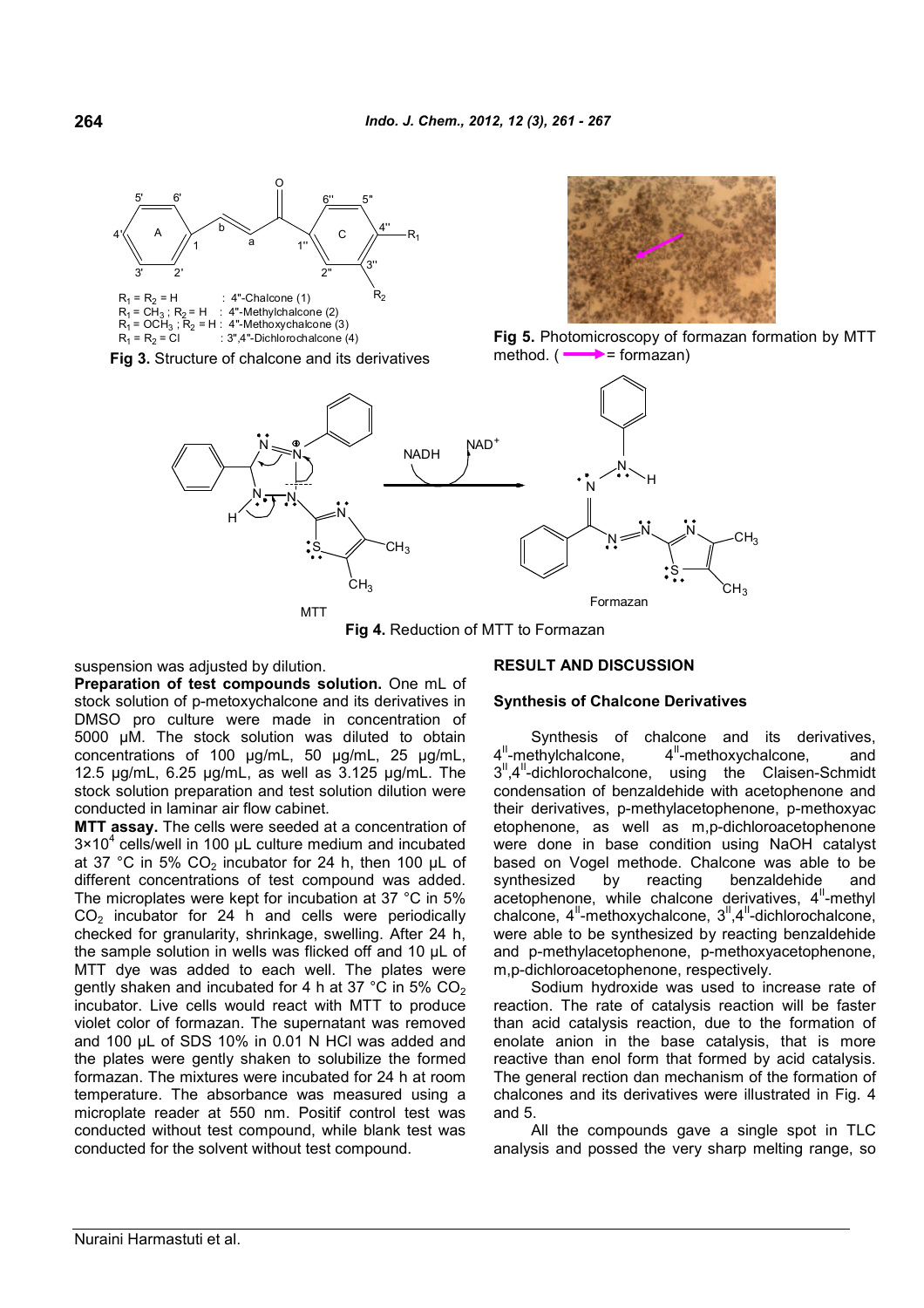$R_1 = R_2 = H$ : 4"-Chalcone (1)
$R_1 = CH_3$ ; $R_2 = H$ : 4"-Methylchalcone (2)
$R_1 = OCH_3$ ; $R_2 = H$ : 4"-Methoxychalcone (3)
$R_1 = R_2 = Cl$ : 3",4"-Dichlorochalcone (4)

**Fig 3.** Structure of chalcone and its derivatives

**Fig 5.** Photomicroscopy of formazan formation by MTT method. (→ = formazan)

**Fig 4.** Reduction of MTT to Formazan

suspension was adjusted by dilution.

**Preparation of test compounds solution.** One mL of stock solution of p-metoxychalcone and its derivatives in DMSO pro culture were made in concentration of 5000 µM. The stock solution was diluted to obtain concentrations of 100 µg/mL, 50 µg/mL, 25 µg/mL, 12.5 µg/mL, 6.25 µg/mL, as well as 3.125 µg/mL. The stock solution preparation and test solution dilution were conducted in laminar air flow cabinet.

**MTT assay.** The cells were seeded at a concentration of $3 \times 10^4$ cells/well in 100 µL culture medium and incubated at 37 °C in 5% $CO_2$ incubator for 24 h, then 100 µL of different concentrations of test compound was added. The microplates were kept for incubation at 37 °C in 5% $CO_2$ incubator for 24 h and cells were periodically checked for granularity, shrinkage, swelling. After 24 h, the sample solution in wells was flicked off and 10 µL of MTT dye was added to each well. The plates were gently shaken and incubated for 4 h at 37 °C in 5% $CO_2$ incubator. Live cells would react with MTT to produce violet color of formazan. The supernatant was removed and 100 µL of SDS 10% in 0.01 N HCl was added and the plates were gently shaken to solubilize the formed formazan. The mixtures were incubated for 24 h at room temperature. The absorbance was measured using a microplate reader at 550 nm. Positif control test was conducted without test compound, while blank test was conducted for the solvent without test compound.

## RESULT AND DISCUSSION

### Synthesis of Chalcone Derivatives

Synthesis of chalcone and its derivatives, $4^{II}$-methylchalcone, $4^{II}$-methoxychalcone, and $3^{II}$,$4^{II}$-dichlorochalcone, using the Claisen-Schmidt condensation of benzaldehide with acetophenone and their derivatives, p-methylacetophenone, p-methoxyacetophenone, as well as m,p-dichloroacetophenone were done in base condition using NaOH catalyst based on Vogel methode. Chalcone was able to be synthesized by reacting benzaldehide and acetophenone, while chalcone derivatives, $4^{II}$-methyl chalcone, $4^{II}$-methoxychalcone, $3^{II}$,$4^{II}$-dichlorochalcone, were able to be synthesized by reacting benzaldehide and p-methylacetophenone, p-methoxyacetophenone, m,p-dichloroacetophenone, respectively.

Sodium hydroxide was used to increase rate of reaction. The rate of catalysis reaction will be faster than acid catalysis reaction, due to the formation of enolate anion in the base catalysis, that is more reactive than enol form that formed by acid catalysis. The general rection dan mechanism of the formation of chalcones and its derivatives were illustrated in Fig. 4 and 5.

All the compounds gave a single spot in TLC analysis and possed the very sharp melting range, so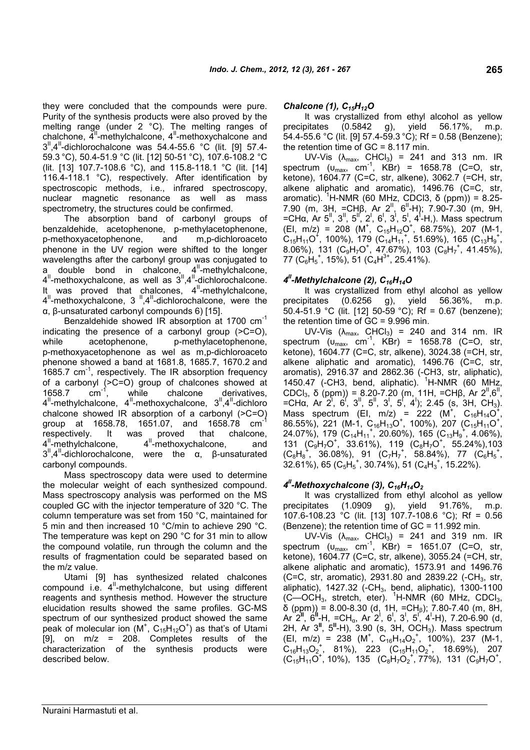they were concluded that the compounds were pure. Purity of the synthesis products were also proved by the melting range (under 2 °C). The melting ranges of chalchone, $4^{II}$-methylchalcone, $4^{II}$-methoxychalcone and $3^{II}$,$4^{II}$-dichlorochalcone was 54.4-55.6 °C (lit. [9] 57.4-59.3 °C), 50.4-51.9 °C (lit. [12] 50-51 °C), 107.6-108.2 °C (lit. [13] 107.7-108.6 °C), and 115.8-118.1 °C (lit. [14] 116.4-118.1 °C), respectively. After identification by spectroscopic methods, i.e., infrared spectroscopy, nuclear magnetic resonance as well as mass spectrometry, the structures could be confirmed.

The absorption band of carbonyl groups of benzaldehide, acetophenone, p-methylacetophenone, p-methoxyacetophenone, and m,p-dichloroaceto phenone in the UV region were shifted to the longer wavelengths after the carbonyl group was conjugated to a double bond in chalcone, $4^{II}$-methylchalcone, $4^{II}$-methoxychalcone, as well as $3^{II}$,$4^{II}$-dichlorochalcone. It was proved that chalcones, $4^{II}$-methylchalcone, $4^{II}$-methoxychalcone, $3^{II}$,$4^{II}$-dichlorochalcone, were the α, β-unsaturated carbonyl compounds 6) [15].

Benzaldehide showed IR absorption at 1700 $cm^{-1}$ indicating the presence of a carbonyl group (>C=O), while acetophenone, p-methylacetophenone, p-methoxyacetophenone as wel as m,p-dichloroaceto phenone showed a band at 1681.8, 1685.7, 1670.2 and 1685.7 $cm^{-1}$, respectively. The IR absorption frequency of a carbonyl (>C=O) group of chalcones showed at 1658.7 $cm^{-1}$, while chalcone derivatives, $4^{II}$-methylchalcone, $4^{II}$-methoxychalcone, $3^{II}$,$4^{II}$-dichloro chalcone showed IR absorption of a carbonyl (>C=O) group at 1658.78, 1651.07, and 1658.78 $cm^{-1}$ respectively. It was proved that chalcone, $4^{II}$-methylchalcone, $4^{II}$-methoxychalcone, and $3^{II}$,$4^{II}$-dichlorochalcone, were the α, β-unsaturated carbonyl compounds.

Mass spectroscopy data were used to determine the molecular weight of each synthesized compound. Mass spectroscopy analysis was performed on the MS coupled GC with the injector temperature of 320 °C. The column temperature was set from 150 °C, maintained for 5 min and then increased 10 °C/min to achieve 290 °C. The temperature was kept on 290 °C for 31 min to allow the compound volatile, run through the column and the results of fragmentation could be separated based on the m/z value.

Utami [9] has synthesized related chalcones compound i.e. $4^{II}$-methylchalcone, but using different reagents and synthesis method. However the structure elucidation results showed the same profiles. GC-MS spectrum of our synthesized product showed the same peak of molecular ion ($M^+$, $C_{15}H_{12}O^+$) as that's of Utami [9], on m/z = 208. Completes results of the characterization of the synthesis products were described below.

### *Chalcone (1), $C_{15}H_{12}O$*

It was crystallized from ethyl alcohol as yellow precipitates (0.5842 g), yield 56.17%, m.p. 54.4-55.6 °C (lit. [9] 57.4-59.3 °C); Rf = 0.58 (Benzene); the retention time of GC = 8.117 min.

UV-Vis ($\lambda_{max}$, $CHCl_3$) = 241 and 313 nm. IR spectrum ($\upsilon_{max}$, $cm^{-1}$, KBr) = 1658.78 (C=O, str, ketone), 1604.77 (C=C, str, alkene), 3062.7 (=CH, str, alkene aliphatic and aromatic), 1496.76 (C=C, str, aromatic). $^1$H-NMR (60 MHz, CDCl3, δ (ppm)) = 8.25-7.90 (m, 3H, =CHβ, Ar $2^{II}$, $6^{II}$-H); 7.90-7.30 (m, 9H, =CHα, Ar $5^{II}$, $3^{II}$, $5^{II}$, $2^{I}$, $6^{I}$, $3^{I}$, $5^{I}$, $4^{I}$-H,). Mass spectrum (EI, m/z) = 208 ($M^+$, $C_{15}H_{12}O^+$, 68.75%), 207 (M-1, $C_{15}H_{11}O^+$, 100%), 179 ($C_{14}H_{11}^+$, 51.69%), 165 ($C_{13}H_9^+$, 8.06%), 131 ($C_9H_7O^+$, 47.67%), 103 ($C_8H_7^+$, 41.45%), 77 ($C_6H_5^+$, 15%), 51 ($C_4H^{3+}$, 25.41%).

### *$4^{II}$-Methylchalcone (2), $C_{16}H_{14}O$*

It was crystallized from ethyl alcohol as yellow precipitates (0.6256 g), yield 56.36%, m.p. 50.4-51.9 °C (lit. [12] 50-59 °C); Rf = 0.67 (benzene); the retention time of GC = 9.996 min.

UV-Vis ($\lambda_{max}$, $CHCl_3$) = 240 and 314 nm. IR spectrum ($\upsilon_{max}$, $cm^{-1}$, KBr) = 1658.78 (C=O, str, ketone), 1604.77 (C=C, str, alkene), 3024.38 (=CH, str, alkene aliphatic and aromatic), 1496.76 (C=C, str, aromatis), 2916.37 and 2862.36 (-CH3, str, aliphatic), 1450.47 (-CH3, bend, aliphatic). $^1$H-NMR (60 MHz, $CDCl_3$, δ (ppm)) = 8.20-7.20 (m, 11H, =CHβ, Ar $2^{II}$,$6^{II}$, =CHα, Ar $2^{I}$, $6^{I}$, $3^{II}$, $5^{II}$, $3^{I}$, $5^{I}$, $4^{I}$); 2.45 (s, 3H, $CH_3$). Mass spectrum (EI, m/z) = 222 ($M^+$, $C_{16}H_{14}O^+$, 86.55%), 221 (M-1, $C_{16}H_{13}O^+$, 100%), 207 ($C_{15}H_{11}O^+$, 24.07%), 179 ($C_{14}H_{11}^+$, 20.60%), 165 ($C_{13}H_9^+$, 4.06%), 131 ($C_9H_7O^+$, 33.61%), 119 ($C_8H_7O^+$, 55.24%),103 ($C_8H_8^+$, 36.08%), 91 ($C_7H_7^+$, 58.84%), 77 ($C_6H_5^+$, 32.61%), 65 ($C_5H_5^+$, 30.74%), 51 ($C_4H_3^+$, 15.22%).

### *$4^{II}$-Methoxychalcone (3), $C_{16}H_{14}O_2$*

It was crystallized from ethyl alcohol as yellow precipitates (1.0909 g), yield 91.76%, m.p. 107.6-108.23 °C (lit. [13] 107.7-108.6 °C); Rf = 0.56 (Benzene); the retention time of GC = 11.992 min.

UV-Vis ($\lambda_{max}$, $CHCl_3$) = 241 and 319 nm. IR spectrum ($\upsilon_{max}$, $cm^{-1}$, KBr) = 1651.07 (C=O, str, ketone), 1604.77 (C=C, str, alkene), 3055.24 (=CH, str, alkene aliphatic and aromatic), 1573.91 and 1496.76 (C=C, str, aromatic), 2931.80 and 2839.22 (-$CH_3$, str, aliphatic), 1427.32 (-$CH_3$, bend, aliphatic), 1300-1100 (C—$OCH_3$, stretch, eter). $^1$H-NMR (60 MHz, $CDCl_3$, δ (ppm)) = 8.00-8.30 (d, 1H, =$CH_β$); 7.80-7.40 (m, 8H, Ar $2^{II}$, $6^{II}$-H, =$CH_α$, Ar $2^{I}$, $6^{I}$, $3^{I}$, $5^{I}$, $4^{I}$-H), 7.20-6.90 (d, 2H, Ar $3^{II}$, $5^{II}$-H), 3.90 (s, 3H, $OCH_3$). Mass spectrum (EI, m/z) = 238 ($M^+$, $C_{16}H_{14}O_2^+$, 100%), 237 (M-1, $C_{16}H_{13}O_2^+$, 81%), 223 ($C_{15}H_{11}O_2^+$, 18.69%), 207 ($C_{15}H_{11}O^+$, 10%), 135 ($C_8H_7O_2^+$, 77%), 131 ($C_9H_7O^+$,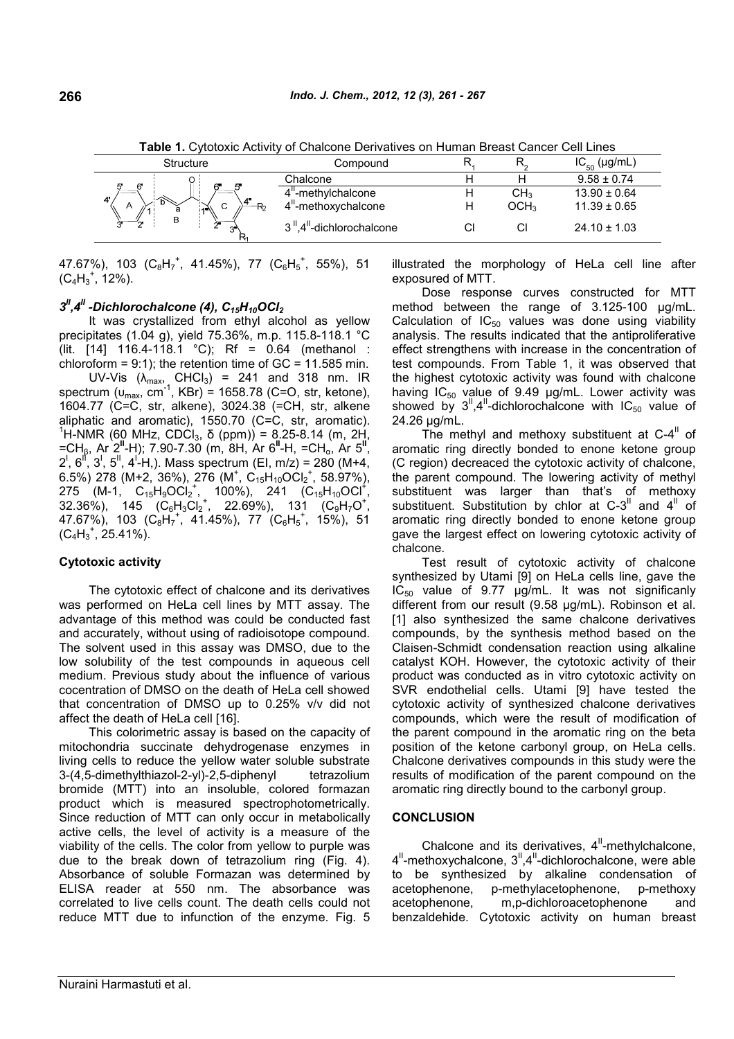**Table 1.** Cytotoxic Activity of Chalcone Derivatives on Human Breast Cancer Cell Lines

| Structure | Compound | $R_1$ | $R_2$ | $IC_{50}$ (µg/mL) |
|---|---|---|---|---|
| | Chalcone | H | H | 9.58 ± 0.74 |
| | $4^{II}$-methylchalcone | H | $CH_3$ | 13.90 ± 0.64 |
| | $4^{II}$-methoxychalcone | H | $OCH_3$ | 11.39 ± 0.65 |
| | $3^{II},4^{II}$-dichlorochalcone | Cl | Cl | 24.10 ± 1.03 |

47.67%), 103 ($C_8H_7^+$, 41.45%), 77 ($C_6H_5^+$, 55%), 51 ($C_4H_3^+$, 12%).

### *$3^{II},4^{II}$-Dichlorochalcone (4), $C_{15}H_{10}OCl_2$*

It was crystallized from ethyl alcohol as yellow precipitates (1.04 g), yield 75.36%, m.p. 115.8-118.1 °C (lit. [14] 116.4-118.1 °C); Rf = 0.64 (methanol : chloroform = 9:1); the retention time of GC = 11.585 min.

UV-Vis ($\lambda_{max}$, $CHCl_3$) = 241 and 318 nm. IR spectrum ($\upsilon_{max}$, $cm^{-1}$, KBr) = 1658.78 (C=O, str, ketone), 1604.77 (C=C, str, alkene), 3024.38 (=CH, str, alkene aliphatic and aromatic), 1550.70 (C=C, str, aromatic). $^1$H-NMR (60 MHz, $CDCl_3$, δ (ppm)) = 8.25-8.14 (m, 2H, =$CH_\beta$, Ar $2^{II}$-H); 7.90-7.30 (m, 8H, Ar $6^{II}$-H, =$CH_\alpha$, Ar $5^{II}$, $2^I$, $6^{II}$, $3^I$, $5^{II}$, $4^I$-H,). Mass spectrum (EI, m/z) = 280 (M+4, 6.5%) 278 (M+2, 36%), 276 ($M^+$, $C_{15}H_{10}OCl_2^+$, 58.97%), 275 (M-1, $C_{15}H_9OCl_2^+$, 100%), 241 ($C_{15}H_{10}OCl^+$, 32.36%), 145 ($C_6H_3Cl_2^+$, 22.69%), 131 ($C_9H_7O^+$, 47.67%), 103 ($C_8H_7^+$, 41.45%), 77 ($C_6H_5^+$, 15%), 51 ($C_4H_3^+$, 25.41%).

### Cytotoxic activity

The cytotoxic effect of chalcone and its derivatives was performed on HeLa cell lines by MTT assay. The advantage of this method was could be conducted fast and accurately, without using of radioisotope compound. The solvent used in this assay was DMSO, due to the low solubility of the test compounds in aqueous cell medium. Previous study about the influence of various cocentration of DMSO on the death of HeLa cell showed that concentration of DMSO up to 0.25% v/v did not affect the death of HeLa cell [16].

This colorimetric assay is based on the capacity of mitochondria succinate dehydrogenase enzymes in living cells to reduce the yellow water soluble substrate 3-(4,5-dimethylthiazol-2-yl)-2,5-diphenyl tetrazolium bromide (MTT) into an insoluble, colored formazan product which is measured spectrophotometrically. Since reduction of MTT can only occur in metabolically active cells, the level of activity is a measure of the viability of the cells. The color from yellow to purple was due to the break down of tetrazolium ring (Fig. 4). Absorbance of soluble Formazan was determined by ELISA reader at 550 nm. The absorbance was correlated to live cells count. The death cells could not reduce MTT due to infunction of the enzyme. Fig. 5 illustrated the morphology of HeLa cell line after exposured of MTT.

Dose response curves constructed for MTT method between the range of 3.125-100 µg/mL. Calculation of $IC_{50}$ values was done using viability analysis. The results indicated that the antiproliferative effect strengthens with increase in the concentration of test compounds. From Table 1, it was observed that the highest cytotoxic activity was found with chalcone having $IC_{50}$ value of 9.49 µg/mL. Lower activity was showed by $3^{II},4^{II}$-dichlorochalcone with $IC_{50}$ value of 24.26 µg/mL.

The methyl and methoxy substituent at C-$4^{II}$ of aromatic ring directly bonded to enone ketone group (C region) decreaced the cytotoxic activity of chalcone, the parent compound. The lowering activity of methyl substituent was larger than that's of methoxy substituent. Substitution by chlor at C-$3^{II}$ and $4^{II}$ of aromatic ring directly bonded to enone ketone group gave the largest effect on lowering cytotoxic activity of chalcone.

Test result of cytotoxic activity of chalcone synthesized by Utami [9] on HeLa cells line, gave the $IC_{50}$ value of 9.77 µg/mL. It was not significanly different from our result (9.58 µg/mL). Robinson et al. [1] also synthesized the same chalcone derivatives compounds, by the synthesis method based on the Claisen-Schmidt condensation reaction using alkaline catalyst KOH. However, the cytotoxic activity of their product was conducted as in vitro cytotoxic activity on SVR endothelial cells. Utami [9] have tested the cytotoxic activity of synthesized chalcone derivatives compounds, which were the result of modification of the parent compound in the aromatic ring on the beta position of the ketone carbonyl group, on HeLa cells. Chalcone derivatives compounds in this study were the results of modification of the parent compound on the aromatic ring directly bound to the carbonyl group.

## CONCLUSION

Chalcone and its derivatives, $4^{II}$-methylchalcone, $4^{II}$-methoxychalcone, $3^{II},4^{II}$-dichlorochalcone, were able to be synthesized by alkaline condensation of acetophenone, p-methylacetophenone, p-methoxy acetophenone, m,p-dichloroacetophenone and benzaldehide. Cytotoxic activity on human breast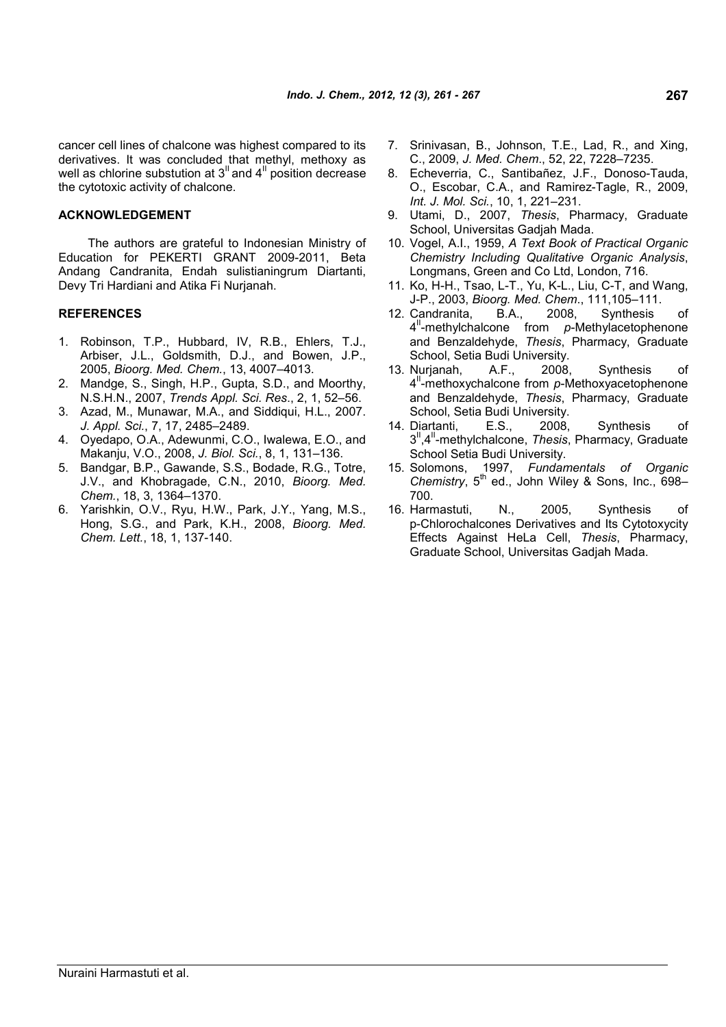cancer cell lines of chalcone was highest compared to its derivatives. It was concluded that methyl, methoxy as well as chlorine substution at $3^{II}$ and $4^{II}$ position decrease the cytotoxic activity of chalcone.

## ACKNOWLEDGEMENT

The authors are grateful to Indonesian Ministry of Education for PEKERTI GRANT 2009-2011, Beta Andang Candranita, Endah sulistianingrum Diartanti, Devy Tri Hardiani and Atika Fi Nurjanah.

## REFERENCES

1. Robinson, T.P., Hubbard, IV, R.B., Ehlers, T.J., Arbiser, J.L., Goldsmith, D.J., and Bowen, J.P., 2005, *Bioorg. Med. Chem.*, 13, 4007–4013.
2. Mandge, S., Singh, H.P., Gupta, S.D., and Moorthy, N.S.H.N., 2007, *Trends Appl. Sci. Res*., 2, 1, 52–56.
3. Azad, M., Munawar, M.A., and Siddiqui, H.L., 2007. *J. Appl. Sci.*, 7, 17, 2485–2489.
4. Oyedapo, O.A., Adewunmi, C.O., Iwalewa, E.O., and Makanju, V.O., 2008, *J. Biol. Sci.*, 8, 1, 131–136.
5. Bandgar, B.P., Gawande, S.S., Bodade, R.G., Totre, J.V., and Khobragade, C.N., 2010, *Bioorg. Med. Chem.*, 18, 3, 1364–1370.
6. Yarishkin, O.V., Ryu, H.W., Park, J.Y., Yang, M.S., Hong, S.G., and Park, K.H., 2008, *Bioorg. Med. Chem. Lett.*, 18, 1, 137-140.
7. Srinivasan, B., Johnson, T.E., Lad, R., and Xing, C., 2009, *J. Med. Chem*., 52, 22, 7228–7235.
8. Echeverria, C., Santibañez, J.F., Donoso-Tauda, O., Escobar, C.A., and Ramirez-Tagle, R., 2009, *Int. J. Mol. Sci.*, 10, 1, 221–231.
9. Utami, D., 2007, *Thesis*, Pharmacy, Graduate School, Universitas Gadjah Mada.
10. Vogel, A.I., 1959, *A Text Book of Practical Organic Chemistry Including Qualitative Organic Analysis*, Longmans, Green and Co Ltd, London, 716.
11. Ko, H-H., Tsao, L-T., Yu, K-L., Liu, C-T, and Wang, J-P., 2003, *Bioorg. Med. Chem*., 111,105–111.
12. Candranita, B.A., 2008, Synthesis of $4^{II}$-methylchalcone from *p*-Methylacetophenone and Benzaldehyde, *Thesis*, Pharmacy, Graduate School, Setia Budi University.
13. Nurjanah, A.F., 2008, Synthesis of $4^{II}$-methoxychalcone from *p*-Methoxyacetophenone and Benzaldehyde, *Thesis*, Pharmacy, Graduate School, Setia Budi University.
14. Diartanti, E.S., 2008, Synthesis of $3^{II}$,$4^{II}$-methylchalcone, *Thesis*, Pharmacy, Graduate School Setia Budi University.
15. Solomons, 1997, *Fundamentals of Organic Chemistry*, $5^{th}$ ed., John Wiley & Sons, Inc., 698–700.
16. Harmastuti, N., 2005, Synthesis of p-Chlorochalcones Derivatives and Its Cytotoxycity Effects Against HeLa Cell, *Thesis*, Pharmacy, Graduate School, Universitas Gadjah Mada.